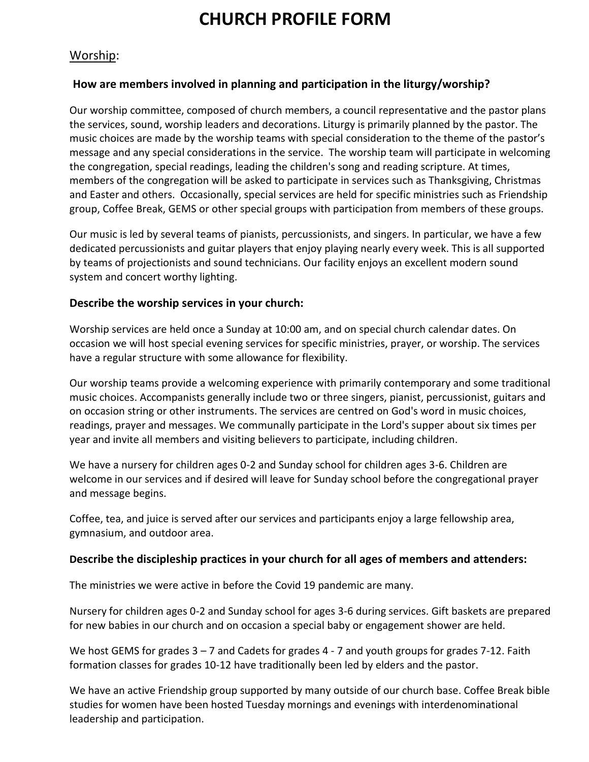# CHURCH PROFILE FORM

## Worship:

### How are members involved in planning and participation in the liturgy/worship?

Our worship committee, composed of church members, a council representative and the pastor plans the services, sound, worship leaders and decorations. Liturgy is primarily planned by the pastor. The music choices are made by the worship teams with special consideration to the theme of the pastor's message and any special considerations in the service. The worship team will participate in welcoming the congregation, special readings, leading the children's song and reading scripture. At times, members of the congregation will be asked to participate in services such as Thanksgiving, Christmas and Easter and others. Occasionally, special services are held for specific ministries such as Friendship group, Coffee Break, GEMS or other special groups with participation from members of these groups.

Our music is led by several teams of pianists, percussionists, and singers. In particular, we have a few dedicated percussionists and guitar players that enjoy playing nearly every week. This is all supported by teams of projectionists and sound technicians. Our facility enjoys an excellent modern sound system and concert worthy lighting.

### Describe the worship services in your church:

Worship services are held once a Sunday at 10:00 am, and on special church calendar dates. On occasion we will host special evening services for specific ministries, prayer, or worship. The services have a regular structure with some allowance for flexibility.

Our worship teams provide a welcoming experience with primarily contemporary and some traditional music choices. Accompanists generally include two or three singers, pianist, percussionist, guitars and on occasion string or other instruments. The services are centred on God's word in music choices, readings, prayer and messages. We communally participate in the Lord's supper about six times per year and invite all members and visiting believers to participate, including children.

We have a nursery for children ages 0-2 and Sunday school for children ages 3-6. Children are welcome in our services and if desired will leave for Sunday school before the congregational prayer and message begins.

Coffee, tea, and juice is served after our services and participants enjoy a large fellowship area, gymnasium, and outdoor area.

### Describe the discipleship practices in your church for all ages of members and attenders:

The ministries we were active in before the Covid 19 pandemic are many.

Nursery for children ages 0-2 and Sunday school for ages 3-6 during services. Gift baskets are prepared for new babies in our church and on occasion a special baby or engagement shower are held.

We host GEMS for grades 3 – 7 and Cadets for grades 4 - 7 and youth groups for grades 7-12. Faith formation classes for grades 10-12 have traditionally been led by elders and the pastor.

We have an active Friendship group supported by many outside of our church base. Coffee Break bible studies for women have been hosted Tuesday mornings and evenings with interdenominational leadership and participation.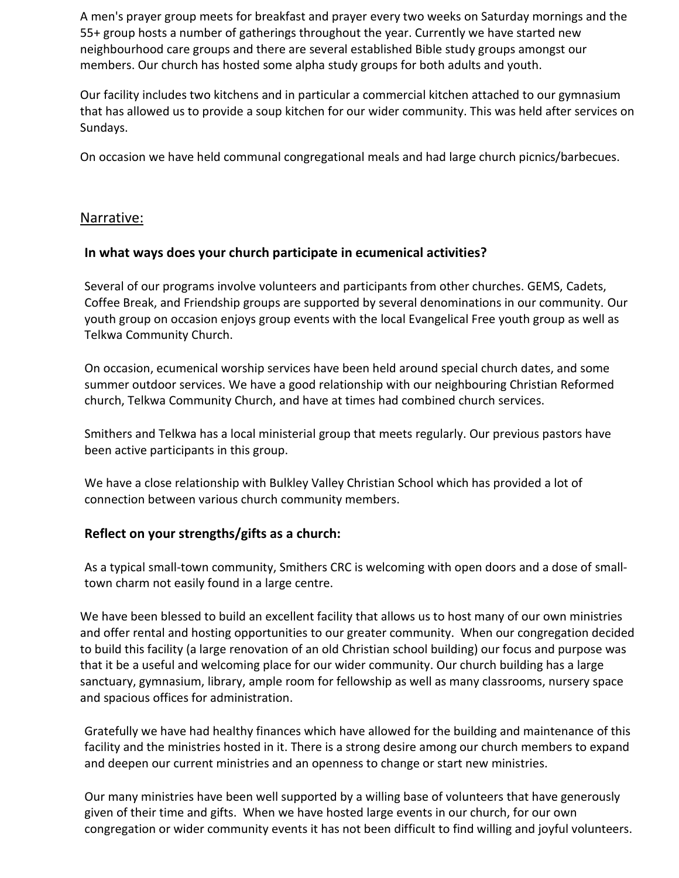A men's prayer group meets for breakfast and prayer every two weeks on Saturday mornings and the 55+ group hosts a number of gatherings throughout the year. Currently we have started new neighbourhood care groups and there are several established Bible study groups amongst our members. Our church has hosted some alpha study groups for both adults and youth.

Our facility includes two kitchens and in particular a commercial kitchen attached to our gymnasium that has allowed us to provide a soup kitchen for our wider community. This was held after services on Sundays.

On occasion we have held communal congregational meals and had large church picnics/barbecues.

## Narrative:

### In what ways does your church participate in ecumenical activities?

Several of our programs involve volunteers and participants from other churches. GEMS, Cadets, Coffee Break, and Friendship groups are supported by several denominations in our community. Our youth group on occasion enjoys group events with the local Evangelical Free youth group as well as Telkwa Community Church.

On occasion, ecumenical worship services have been held around special church dates, and some summer outdoor services. We have a good relationship with our neighbouring Christian Reformed church, Telkwa Community Church, and have at times had combined church services.

Smithers and Telkwa has a local ministerial group that meets regularly. Our previous pastors have been active participants in this group.

We have a close relationship with Bulkley Valley Christian School which has provided a lot of connection between various church community members.

### Reflect on your strengths/gifts as a church:

As a typical small-town community, Smithers CRC is welcoming with open doors and a dose of small-town charm not easily found in a large centre.

We have been blessed to build an excellent facility that allows us to host many of our own ministries and offer rental and hosting opportunities to our greater community. When our congregation decided to build this facility (a large renovation of an old Christian school building) our focus and purpose was that it be a useful and welcoming place for our wider community. Our church building has a large sanctuary, gymnasium, library, ample room for fellowship as well as many classrooms, nursery space and spacious offices for administration.

Gratefully we have had healthy finances which have allowed for the building and maintenance of this facility and the ministries hosted in it. There is a strong desire among our church members to expand and deepen our current ministries and an openness to change or start new ministries.

Our many ministries have been well supported by a willing base of volunteers that have generously given of their time and gifts. When we have hosted large events in our church, for our own congregation or wider community events it has not been difficult to find willing and joyful volunteers.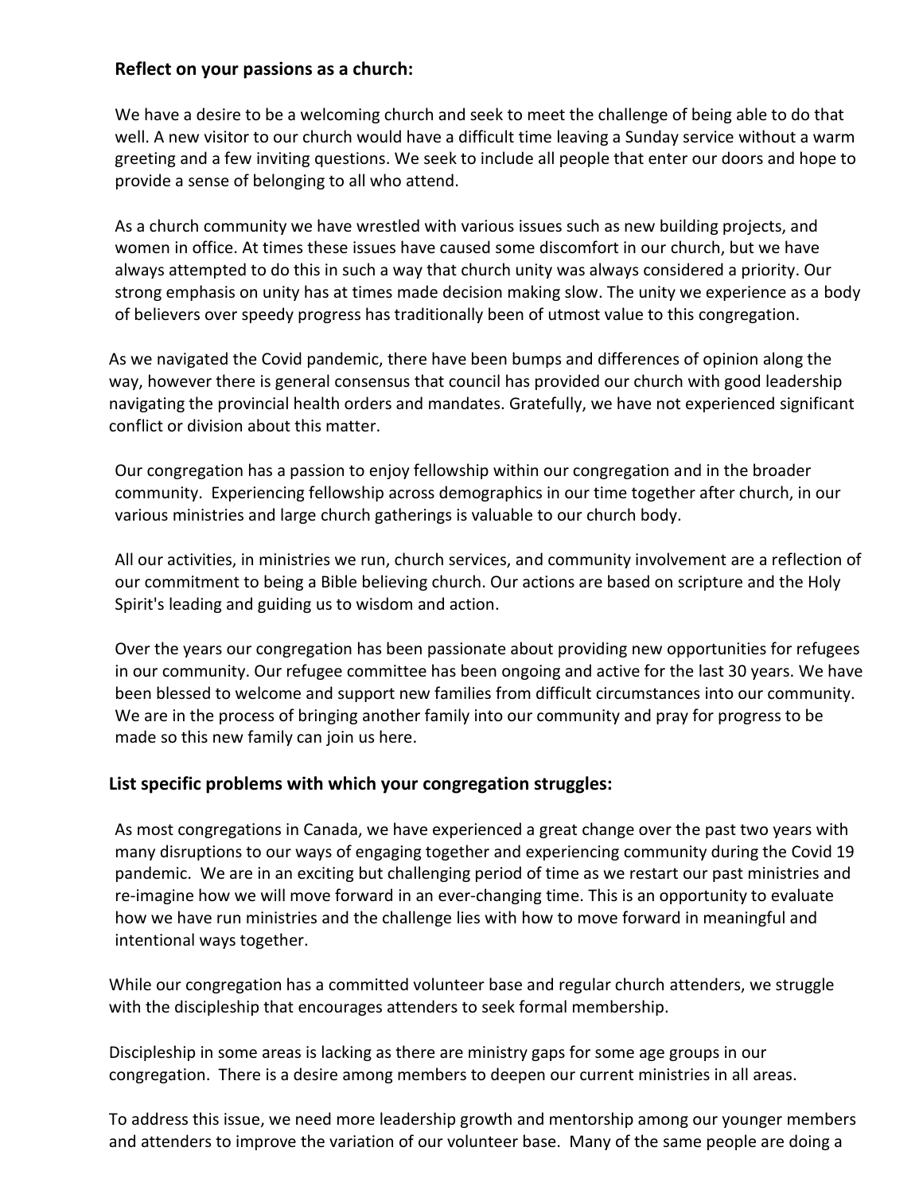### Reflect on your passions as a church:

We have a desire to be a welcoming church and seek to meet the challenge of being able to do that well. A new visitor to our church would have a difficult time leaving a Sunday service without a warm greeting and a few inviting questions. We seek to include all people that enter our doors and hope to provide a sense of belonging to all who attend.

As a church community we have wrestled with various issues such as new building projects, and women in office. At times these issues have caused some discomfort in our church, but we have always attempted to do this in such a way that church unity was always considered a priority. Our strong emphasis on unity has at times made decision making slow. The unity we experience as a body of believers over speedy progress has traditionally been of utmost value to this congregation.

As we navigated the Covid pandemic, there have been bumps and differences of opinion along the way, however there is general consensus that council has provided our church with good leadership navigating the provincial health orders and mandates. Gratefully, we have not experienced significant conflict or division about this matter.

Our congregation has a passion to enjoy fellowship within our congregation and in the broader community. Experiencing fellowship across demographics in our time together after church, in our various ministries and large church gatherings is valuable to our church body.

All our activities, in ministries we run, church services, and community involvement are a reflection of our commitment to being a Bible believing church. Our actions are based on scripture and the Holy Spirit's leading and guiding us to wisdom and action.

Over the years our congregation has been passionate about providing new opportunities for refugees in our community. Our refugee committee has been ongoing and active for the last 30 years. We have been blessed to welcome and support new families from difficult circumstances into our community. We are in the process of bringing another family into our community and pray for progress to be made so this new family can join us here.

### List specific problems with which your congregation struggles:

As most congregations in Canada, we have experienced a great change over the past two years with many disruptions to our ways of engaging together and experiencing community during the Covid 19 pandemic. We are in an exciting but challenging period of time as we restart our past ministries and re-imagine how we will move forward in an ever-changing time. This is an opportunity to evaluate how we have run ministries and the challenge lies with how to move forward in meaningful and intentional ways together.

While our congregation has a committed volunteer base and regular church attenders, we struggle with the discipleship that encourages attenders to seek formal membership.

Discipleship in some areas is lacking as there are ministry gaps for some age groups in our congregation. There is a desire among members to deepen our current ministries in all areas.

To address this issue, we need more leadership growth and mentorship among our younger members and attenders to improve the variation of our volunteer base. Many of the same people are doing a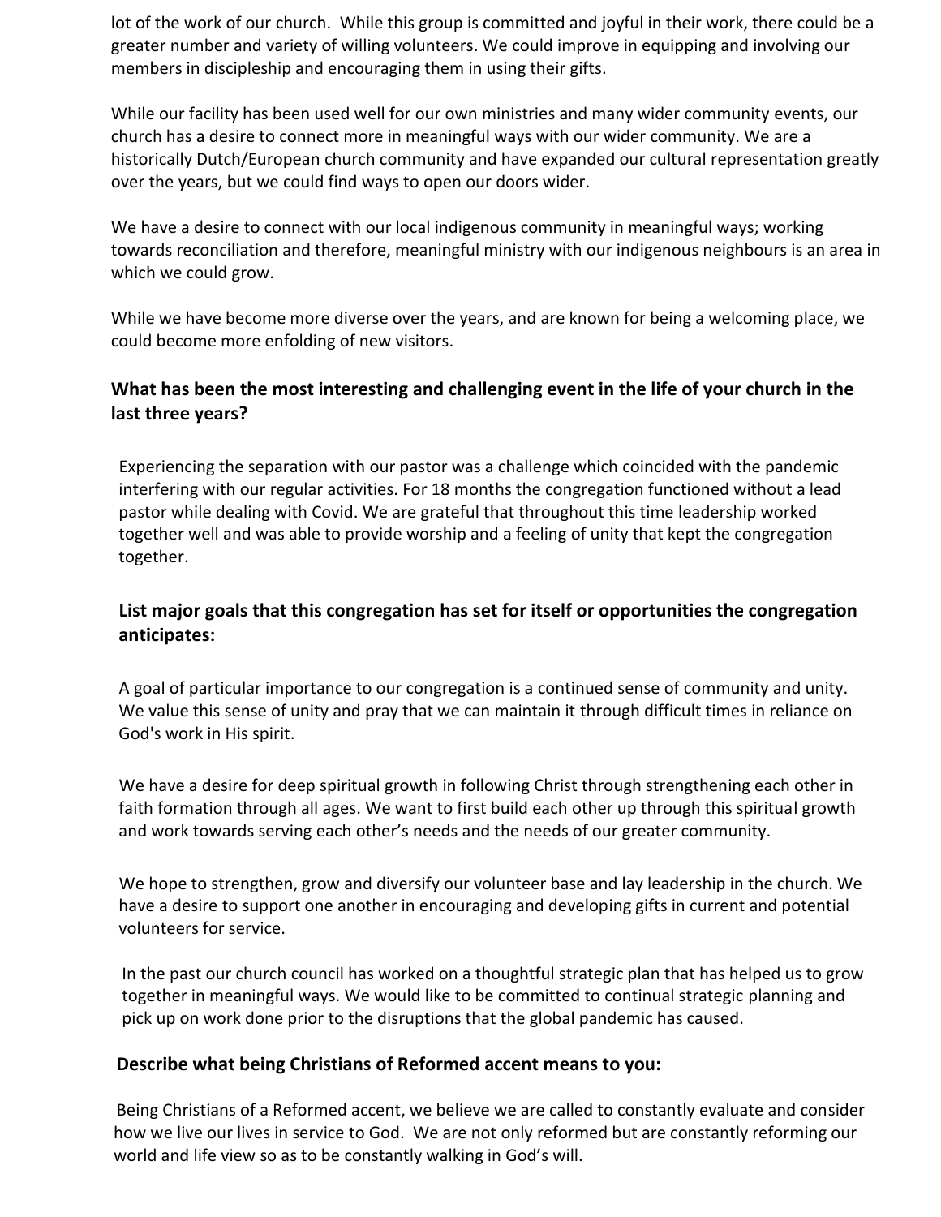lot of the work of our church. While this group is committed and joyful in their work, there could be a greater number and variety of willing volunteers. We could improve in equipping and involving our members in discipleship and encouraging them in using their gifts.

While our facility has been used well for our own ministries and many wider community events, our church has a desire to connect more in meaningful ways with our wider community. We are a historically Dutch/European church community and have expanded our cultural representation greatly over the years, but we could find ways to open our doors wider.

We have a desire to connect with our local indigenous community in meaningful ways; working towards reconciliation and therefore, meaningful ministry with our indigenous neighbours is an area in which we could grow.

While we have become more diverse over the years, and are known for being a welcoming place, we could become more enfolding of new visitors.

**What has been the most interesting and challenging event in the life of your church in the last three years?**

Experiencing the separation with our pastor was a challenge which coincided with the pandemic interfering with our regular activities. For 18 months the congregation functioned without a lead pastor while dealing with Covid. We are grateful that throughout this time leadership worked together well and was able to provide worship and a feeling of unity that kept the congregation together.

**List major goals that this congregation has set for itself or opportunities the congregation anticipates:**

A goal of particular importance to our congregation is a continued sense of community and unity. We value this sense of unity and pray that we can maintain it through difficult times in reliance on God's work in His spirit.

We have a desire for deep spiritual growth in following Christ through strengthening each other in faith formation through all ages. We want to first build each other up through this spiritual growth and work towards serving each other's needs and the needs of our greater community.

We hope to strengthen, grow and diversify our volunteer base and lay leadership in the church. We have a desire to support one another in encouraging and developing gifts in current and potential volunteers for service.

In the past our church council has worked on a thoughtful strategic plan that has helped us to grow together in meaningful ways. We would like to be committed to continual strategic planning and pick up on work done prior to the disruptions that the global pandemic has caused.

**Describe what being Christians of Reformed accent means to you:**

Being Christians of a Reformed accent, we believe we are called to constantly evaluate and consider how we live our lives in service to God. We are not only reformed but are constantly reforming our world and life view so as to be constantly walking in God's will.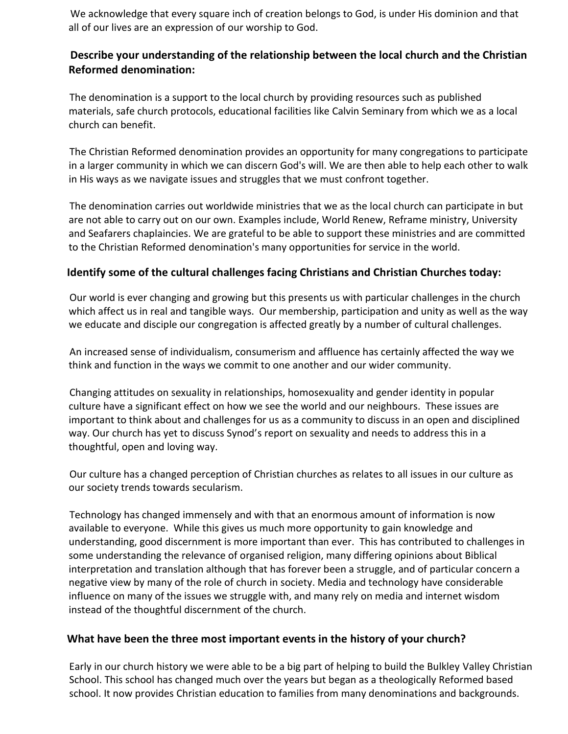We acknowledge that every square inch of creation belongs to God, is under His dominion and that all of our lives are an expression of our worship to God.

**Describe your understanding of the relationship between the local church and the Christian Reformed denomination:**

The denomination is a support to the local church by providing resources such as published materials, safe church protocols, educational facilities like Calvin Seminary from which we as a local church can benefit.

The Christian Reformed denomination provides an opportunity for many congregations to participate in a larger community in which we can discern God's will. We are then able to help each other to walk in His ways as we navigate issues and struggles that we must confront together.

The denomination carries out worldwide ministries that we as the local church can participate in but are not able to carry out on our own. Examples include, World Renew, Reframe ministry, University and Seafarers chaplaincies. We are grateful to be able to support these ministries and are committed to the Christian Reformed denomination's many opportunities for service in the world.

**Identify some of the cultural challenges facing Christians and Christian Churches today:**

Our world is ever changing and growing but this presents us with particular challenges in the church which affect us in real and tangible ways. Our membership, participation and unity as well as the way we educate and disciple our congregation is affected greatly by a number of cultural challenges.

An increased sense of individualism, consumerism and affluence has certainly affected the way we think and function in the ways we commit to one another and our wider community.

Changing attitudes on sexuality in relationships, homosexuality and gender identity in popular culture have a significant effect on how we see the world and our neighbours. These issues are important to think about and challenges for us as a community to discuss in an open and disciplined way. Our church has yet to discuss Synod's report on sexuality and needs to address this in a thoughtful, open and loving way.

Our culture has a changed perception of Christian churches as relates to all issues in our culture as our society trends towards secularism.

Technology has changed immensely and with that an enormous amount of information is now available to everyone. While this gives us much more opportunity to gain knowledge and understanding, good discernment is more important than ever. This has contributed to challenges in some understanding the relevance of organised religion, many differing opinions about Biblical interpretation and translation although that has forever been a struggle, and of particular concern a negative view by many of the role of church in society. Media and technology have considerable influence on many of the issues we struggle with, and many rely on media and internet wisdom instead of the thoughtful discernment of the church.

**What have been the three most important events in the history of your church?**

Early in our church history we were able to be a big part of helping to build the Bulkley Valley Christian School. This school has changed much over the years but began as a theologically Reformed based school. It now provides Christian education to families from many denominations and backgrounds.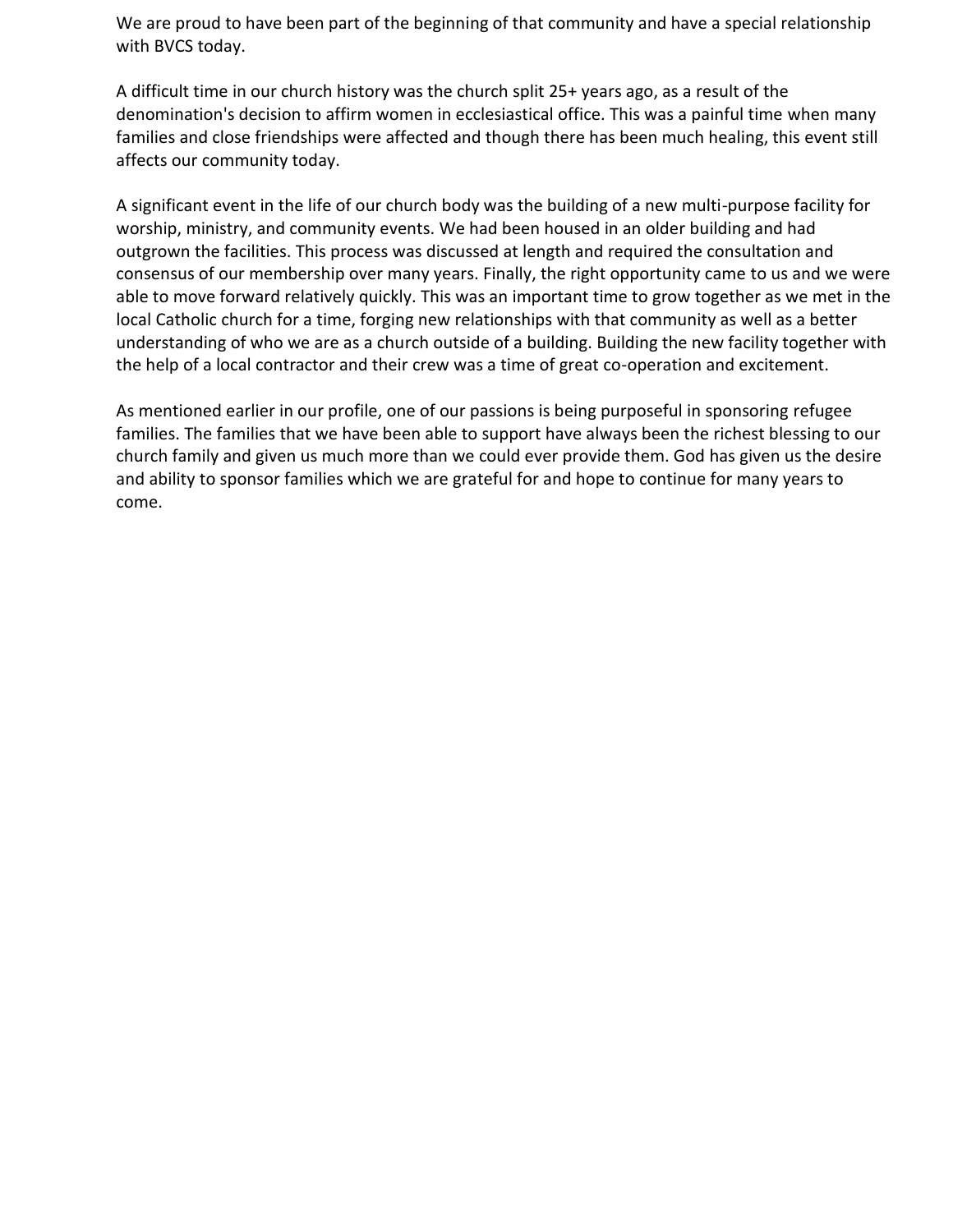We are proud to have been part of the beginning of that community and have a special relationship with BVCS today.

A difficult time in our church history was the church split 25+ years ago, as a result of the denomination's decision to affirm women in ecclesiastical office. This was a painful time when many families and close friendships were affected and though there has been much healing, this event still affects our community today.

A significant event in the life of our church body was the building of a new multi-purpose facility for worship, ministry, and community events. We had been housed in an older building and had outgrown the facilities. This process was discussed at length and required the consultation and consensus of our membership over many years. Finally, the right opportunity came to us and we were able to move forward relatively quickly. This was an important time to grow together as we met in the local Catholic church for a time, forging new relationships with that community as well as a better understanding of who we are as a church outside of a building. Building the new facility together with the help of a local contractor and their crew was a time of great co-operation and excitement.

As mentioned earlier in our profile, one of our passions is being purposeful in sponsoring refugee families. The families that we have been able to support have always been the richest blessing to our church family and given us much more than we could ever provide them. God has given us the desire and ability to sponsor families which we are grateful for and hope to continue for many years to come.